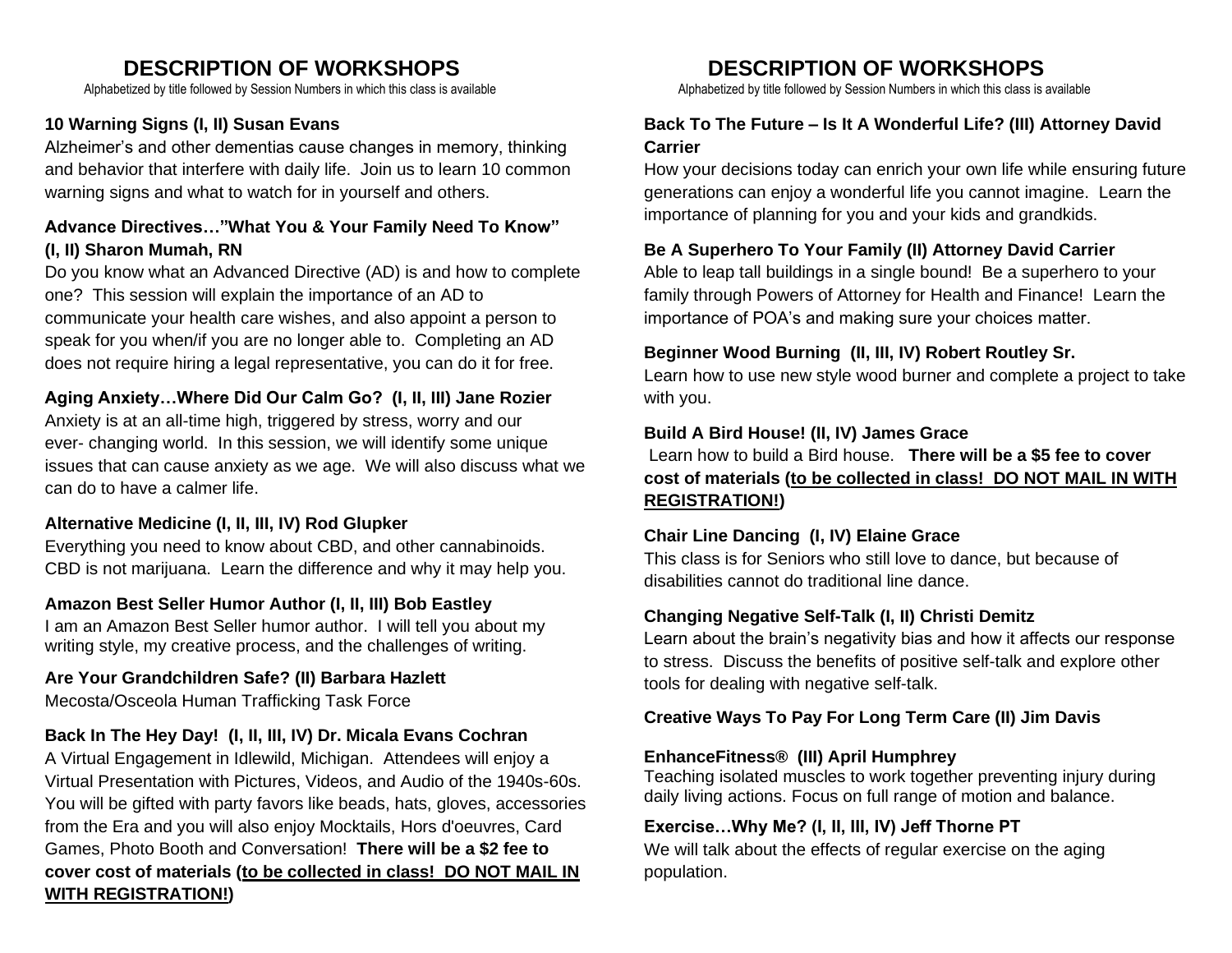# DESCRIPTION OF WORKSHOPS

Alphabetized by title followed by Session Numbers in which this class is available

**10 Warning Signs (I, II) Susan Evans**

Alzheimer's and other dementias cause changes in memory, thinking and behavior that interfere with daily life. Join us to learn 10 common warning signs and what to watch for in yourself and others.

**Advance Directives…"What You & Your Family Need To Know" (I, II) Sharon Mumah, RN**

Do you know what an Advanced Directive (AD) is and how to complete one? This session will explain the importance of an AD to communicate your health care wishes, and also appoint a person to speak for you when/if you are no longer able to. Completing an AD does not require hiring a legal representative, you can do it for free.

**Aging Anxiety…Where Did Our Calm Go? (I, II, III) Jane Rozier**

Anxiety is at an all-time high, triggered by stress, worry and our ever- changing world. In this session, we will identify some unique issues that can cause anxiety as we age. We will also discuss what we can do to have a calmer life.

**Alternative Medicine (I, II, III, IV) Rod Glupker**

Everything you need to know about CBD, and other cannabinoids. CBD is not marijuana. Learn the difference and why it may help you.

**Amazon Best Seller Humor Author (I, II, III) Bob Eastley**

I am an Amazon Best Seller humor author. I will tell you about my writing style, my creative process, and the challenges of writing.

**Are Your Grandchildren Safe? (II) Barbara Hazlett**

Mecosta/Osceola Human Trafficking Task Force

**Back In The Hey Day! (I, II, III, IV) Dr. Micala Evans Cochran**

A Virtual Engagement in Idlewild, Michigan. Attendees will enjoy a Virtual Presentation with Pictures, Videos, and Audio of the 1940s-60s. You will be gifted with party favors like beads, hats, gloves, accessories from the Era and you will also enjoy Mocktails, Hors d'oeuvres, Card Games, Photo Booth and Conversation! **There will be a $2 fee to cover cost of materials (<u>to be collected in class! DO NOT MAIL IN WITH REGISTRATION!</u>)**

**Back To The Future – Is It A Wonderful Life? (III) Attorney David Carrier**

How your decisions today can enrich your own life while ensuring future generations can enjoy a wonderful life you cannot imagine. Learn the importance of planning for you and your kids and grandkids.

**Be A Superhero To Your Family (II) Attorney David Carrier**

Able to leap tall buildings in a single bound! Be a superhero to your family through Powers of Attorney for Health and Finance! Learn the importance of POA's and making sure your choices matter.

**Beginner Wood Burning (II, III, IV) Robert Routley Sr.**

Learn how to use new style wood burner and complete a project to take with you.

**Build A Bird House! (II, IV) James Grace**

Learn how to build a Bird house. **There will be a $5 fee to cover cost of materials (<u>to be collected in class! DO NOT MAIL IN WITH REGISTRATION!</u>)**

**Chair Line Dancing (I, IV) Elaine Grace**

This class is for Seniors who still love to dance, but because of disabilities cannot do traditional line dance.

**Changing Negative Self-Talk (I, II) Christi Demitz**

Learn about the brain's negativity bias and how it affects our response to stress. Discuss the benefits of positive self-talk and explore other tools for dealing with negative self-talk.

**Creative Ways To Pay For Long Term Care (II) Jim Davis**

**EnhanceFitness® (III) April Humphrey**

Teaching isolated muscles to work together preventing injury during daily living actions. Focus on full range of motion and balance.

**Exercise…Why Me? (I, II, III, IV) Jeff Thorne PT**

We will talk about the effects of regular exercise on the aging population.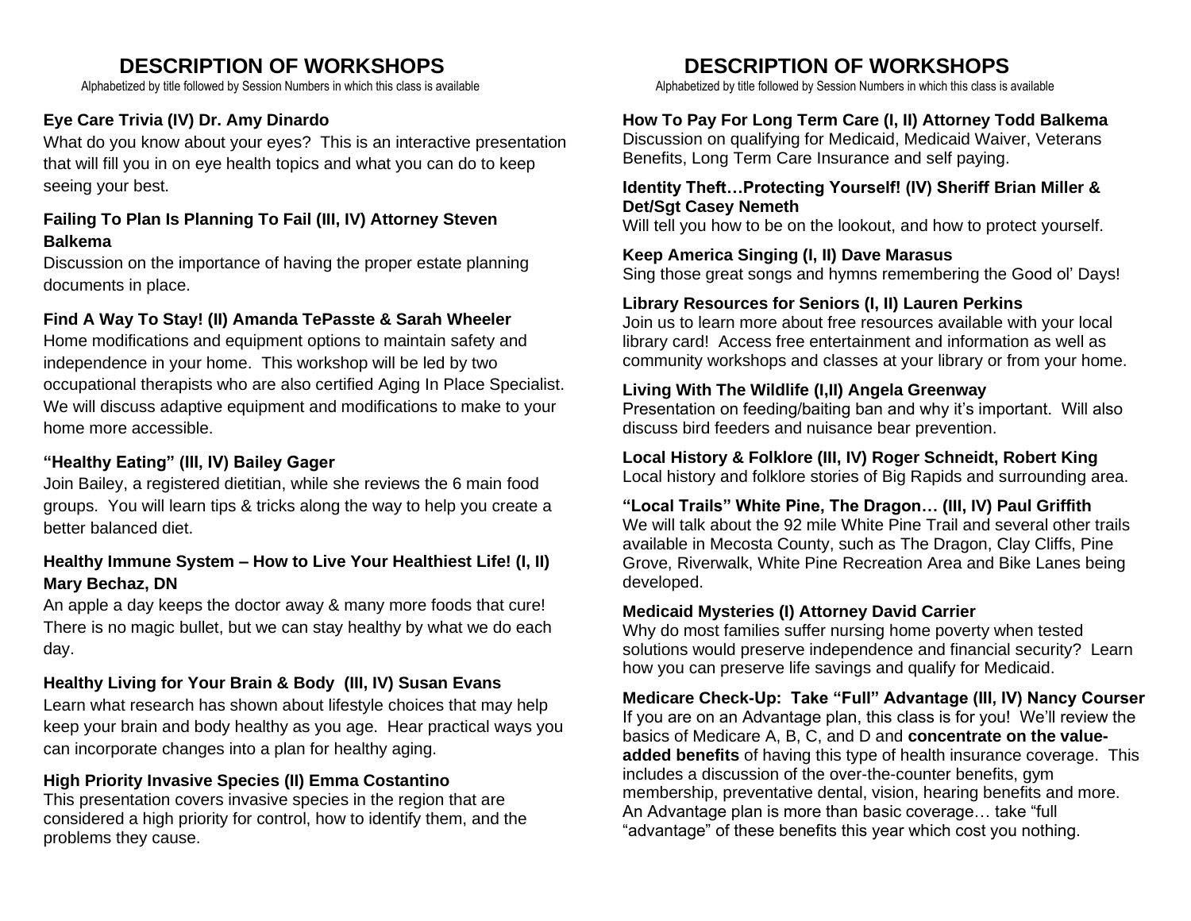# DESCRIPTION OF WORKSHOPS

Alphabetized by title followed by Session Numbers in which this class is available

**Eye Care Trivia (IV) Dr. Amy Dinardo**

What do you know about your eyes? This is an interactive presentation that will fill you in on eye health topics and what you can do to keep seeing your best.

**Failing To Plan Is Planning To Fail (III, IV) Attorney Steven Balkema**

Discussion on the importance of having the proper estate planning documents in place.

**Find A Way To Stay! (II) Amanda TePasste & Sarah Wheeler**

Home modifications and equipment options to maintain safety and independence in your home. This workshop will be led by two occupational therapists who are also certified Aging In Place Specialist. We will discuss adaptive equipment and modifications to make to your home more accessible.

**"Healthy Eating" (III, IV) Bailey Gager**

Join Bailey, a registered dietitian, while she reviews the 6 main food groups. You will learn tips & tricks along the way to help you create a better balanced diet.

**Healthy Immune System – How to Live Your Healthiest Life! (I, II) Mary Bechaz, DN**

An apple a day keeps the doctor away & many more foods that cure! There is no magic bullet, but we can stay healthy by what we do each day.

**Healthy Living for Your Brain & Body (III, IV) Susan Evans**

Learn what research has shown about lifestyle choices that may help keep your brain and body healthy as you age. Hear practical ways you can incorporate changes into a plan for healthy aging.

**High Priority Invasive Species (II) Emma Costantino**

This presentation covers invasive species in the region that are considered a high priority for control, how to identify them, and the problems they cause.

# DESCRIPTION OF WORKSHOPS

Alphabetized by title followed by Session Numbers in which this class is available

**How To Pay For Long Term Care (I, II) Attorney Todd Balkema**

Discussion on qualifying for Medicaid, Medicaid Waiver, Veterans Benefits, Long Term Care Insurance and self paying.

**Identity Theft…Protecting Yourself! (IV) Sheriff Brian Miller & Det/Sgt Casey Nemeth**

Will tell you how to be on the lookout, and how to protect yourself.

**Keep America Singing (I, II) Dave Marasus**

Sing those great songs and hymns remembering the Good ol' Days!

**Library Resources for Seniors (I, II) Lauren Perkins**

Join us to learn more about free resources available with your local library card! Access free entertainment and information as well as community workshops and classes at your library or from your home.

**Living With The Wildlife (I,II) Angela Greenway**

Presentation on feeding/baiting ban and why it's important. Will also discuss bird feeders and nuisance bear prevention.

**Local History & Folklore (III, IV) Roger Schneidt, Robert King**

Local history and folklore stories of Big Rapids and surrounding area.

**"Local Trails" White Pine, The Dragon… (III, IV) Paul Griffith**

We will talk about the 92 mile White Pine Trail and several other trails available in Mecosta County, such as The Dragon, Clay Cliffs, Pine Grove, Riverwalk, White Pine Recreation Area and Bike Lanes being developed.

**Medicaid Mysteries (I) Attorney David Carrier**

Why do most families suffer nursing home poverty when tested solutions would preserve independence and financial security? Learn how you can preserve life savings and qualify for Medicaid.

**Medicare Check-Up: Take "Full" Advantage (III, IV) Nancy Courser**

If you are on an Advantage plan, this class is for you! We'll review the basics of Medicare A, B, C, and D and **concentrate on the value-added benefits** of having this type of health insurance coverage. This includes a discussion of the over-the-counter benefits, gym membership, preventative dental, vision, hearing benefits and more. An Advantage plan is more than basic coverage… take "full "advantage" of these benefits this year which cost you nothing.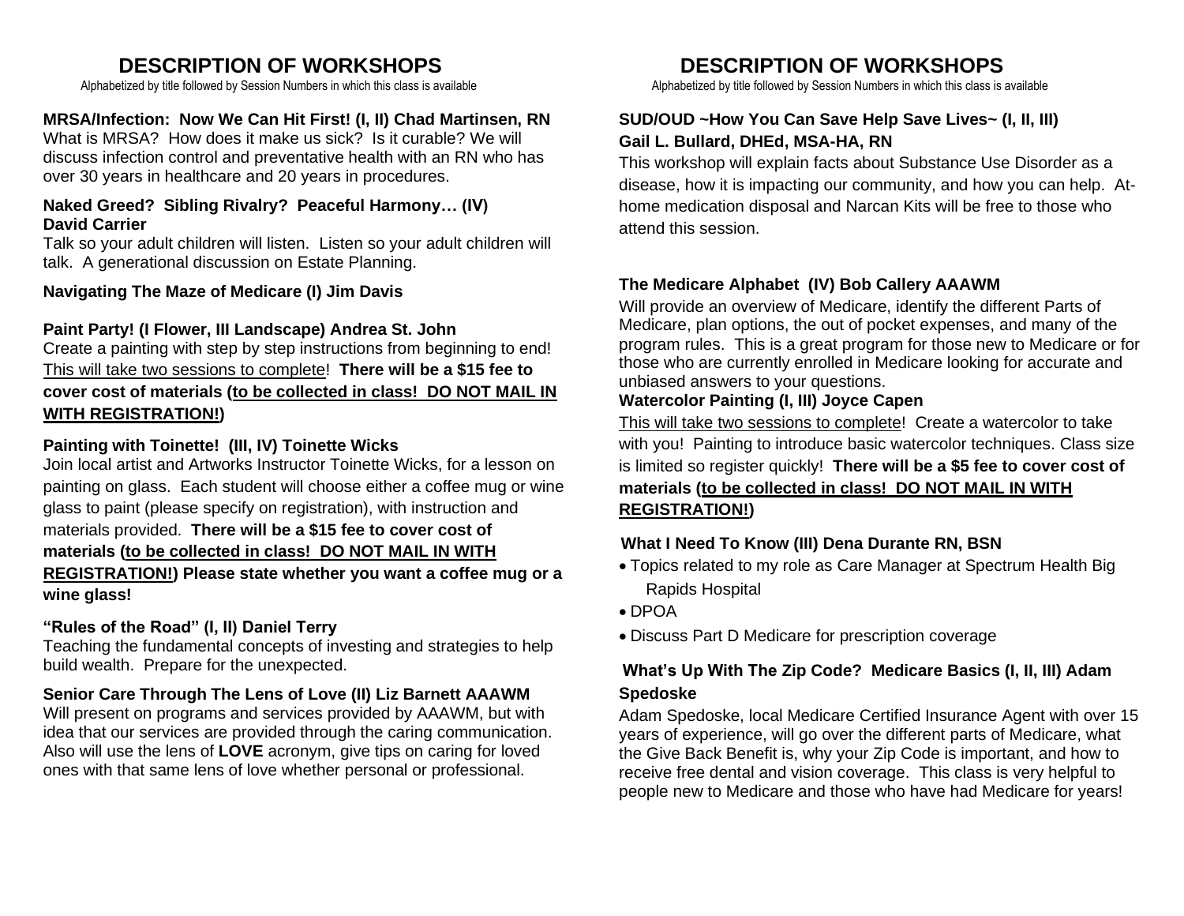# DESCRIPTION OF WORKSHOPS

Alphabetized by title followed by Session Numbers in which this class is available

**MRSA/Infection: Now We Can Hit First! (I, II) Chad Martinsen, RN**
What is MRSA? How does it make us sick? Is it curable? We will discuss infection control and preventative health with an RN who has over 30 years in healthcare and 20 years in procedures.

**Naked Greed? Sibling Rivalry? Peaceful Harmony… (IV) David Carrier**
Talk so your adult children will listen. Listen so your adult children will talk. A generational discussion on Estate Planning.

**Navigating The Maze of Medicare (I) Jim Davis**

**Paint Party! (I Flower, III Landscape) Andrea St. John**
Create a painting with step by step instructions from beginning to end! This will take two sessions to complete! **There will be a $15 fee to cover cost of materials (to be collected in class! DO NOT MAIL IN WITH REGISTRATION!)**

**Painting with Toinette! (III, IV) Toinette Wicks**
Join local artist and Artworks Instructor Toinette Wicks, for a lesson on painting on glass. Each student will choose either a coffee mug or wine glass to paint (please specify on registration), with instruction and materials provided. **There will be a $15 fee to cover cost of materials (to be collected in class! DO NOT MAIL IN WITH REGISTRATION!) Please state whether you want a coffee mug or a wine glass!**

**"Rules of the Road" (I, II) Daniel Terry**
Teaching the fundamental concepts of investing and strategies to help build wealth. Prepare for the unexpected.

**Senior Care Through The Lens of Love (II) Liz Barnett AAAWM**
Will present on programs and services provided by AAAWM, but with idea that our services are provided through the caring communication. Also will use the lens of **LOVE** acronym, give tips on caring for loved ones with that same lens of love whether personal or professional.

# DESCRIPTION OF WORKSHOPS

Alphabetized by title followed by Session Numbers in which this class is available

**SUD/OUD ~How You Can Save Help Save Lives~ (I, II, III) Gail L. Bullard, DHEd, MSA-HA, RN**
This workshop will explain facts about Substance Use Disorder as a disease, how it is impacting our community, and how you can help. At-home medication disposal and Narcan Kits will be free to those who attend this session.

**The Medicare Alphabet (IV) Bob Callery AAAWM**
Will provide an overview of Medicare, identify the different Parts of Medicare, plan options, the out of pocket expenses, and many of the program rules. This is a great program for those new to Medicare or for those who are currently enrolled in Medicare looking for accurate and unbiased answers to your questions.

**Watercolor Painting (I, III) Joyce Capen**
This will take two sessions to complete! Create a watercolor to take with you! Painting to introduce basic watercolor techniques. Class size is limited so register quickly! **There will be a $5 fee to cover cost of materials (to be collected in class! DO NOT MAIL IN WITH REGISTRATION!)**

**What I Need To Know (III) Dena Durante RN, BSN**

- Topics related to my role as Care Manager at Spectrum Health Big Rapids Hospital
- DPOA
- Discuss Part D Medicare for prescription coverage

**What's Up With The Zip Code? Medicare Basics (I, II, III) Adam Spedoske**
Adam Spedoske, local Medicare Certified Insurance Agent with over 15 years of experience, will go over the different parts of Medicare, what the Give Back Benefit is, why your Zip Code is important, and how to receive free dental and vision coverage. This class is very helpful to people new to Medicare and those who have had Medicare for years!